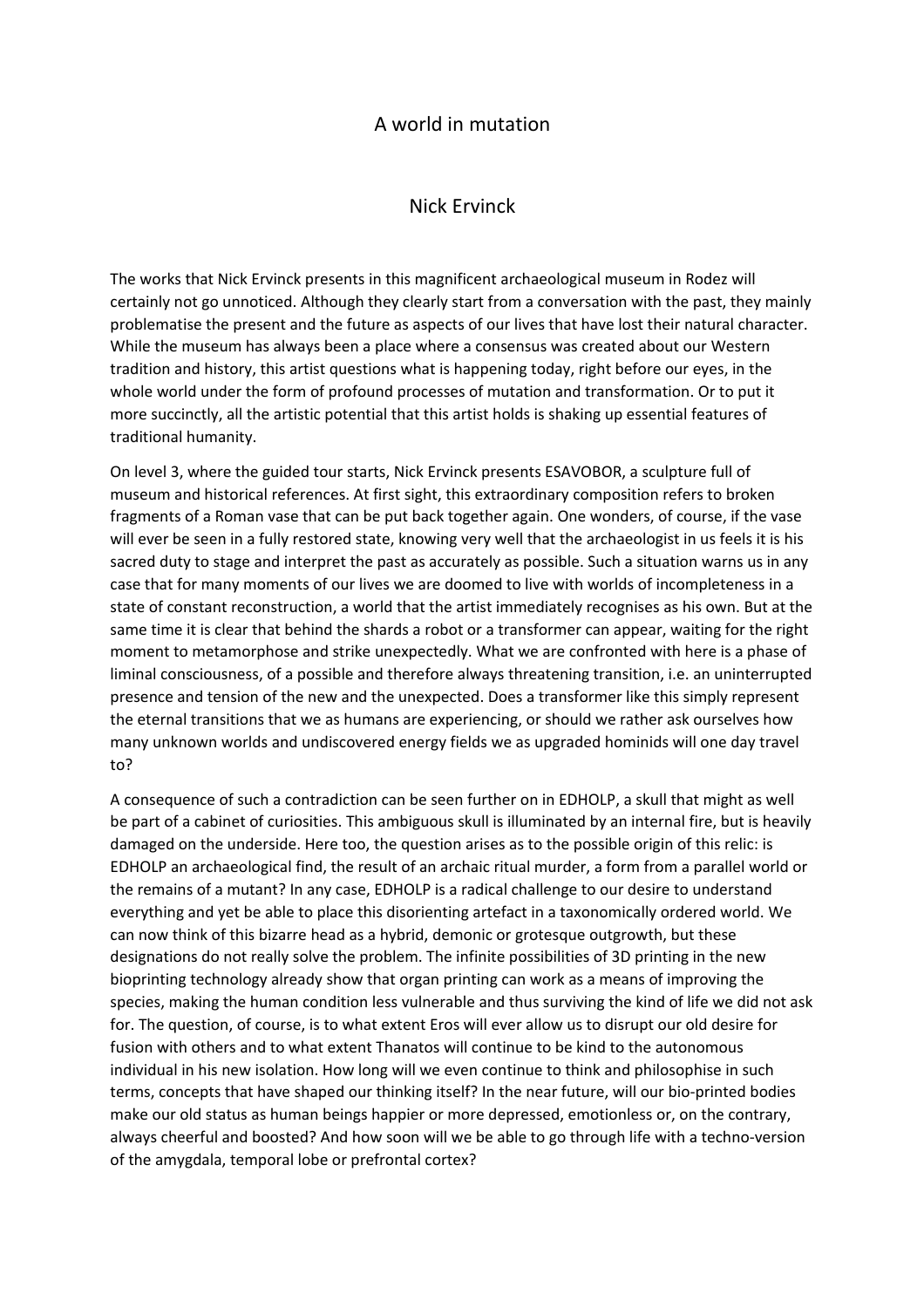# A world in mutation

## Nick Ervinck

The works that Nick Ervinck presents in this magnificent archaeological museum in Rodez will certainly not go unnoticed. Although they clearly start from a conversation with the past, they mainly problematise the present and the future as aspects of our lives that have lost their natural character. While the museum has always been a place where a consensus was created about our Western tradition and history, this artist questions what is happening today, right before our eyes, in the whole world under the form of profound processes of mutation and transformation. Or to put it more succinctly, all the artistic potential that this artist holds is shaking up essential features of traditional humanity.

On level 3, where the guided tour starts, Nick Ervinck presents ESAVOBOR, a sculpture full of museum and historical references. At first sight, this extraordinary composition refers to broken fragments of a Roman vase that can be put back together again. One wonders, of course, if the vase will ever be seen in a fully restored state, knowing very well that the archaeologist in us feels it is his sacred duty to stage and interpret the past as accurately as possible. Such a situation warns us in any case that for many moments of our lives we are doomed to live with worlds of incompleteness in a state of constant reconstruction, a world that the artist immediately recognises as his own. But at the same time it is clear that behind the shards a robot or a transformer can appear, waiting for the right moment to metamorphose and strike unexpectedly. What we are confronted with here is a phase of liminal consciousness, of a possible and therefore always threatening transition, i.e. an uninterrupted presence and tension of the new and the unexpected. Does a transformer like this simply represent the eternal transitions that we as humans are experiencing, or should we rather ask ourselves how many unknown worlds and undiscovered energy fields we as upgraded hominids will one day travel to?

A consequence of such a contradiction can be seen further on in EDHOLP, a skull that might as well be part of a cabinet of curiosities. This ambiguous skull is illuminated by an internal fire, but is heavily damaged on the underside. Here too, the question arises as to the possible origin of this relic: is EDHOLP an archaeological find, the result of an archaic ritual murder, a form from a parallel world or the remains of a mutant? In any case, EDHOLP is a radical challenge to our desire to understand everything and yet be able to place this disorienting artefact in a taxonomically ordered world. We can now think of this bizarre head as a hybrid, demonic or grotesque outgrowth, but these designations do not really solve the problem. The infinite possibilities of 3D printing in the new bioprinting technology already show that organ printing can work as a means of improving the species, making the human condition less vulnerable and thus surviving the kind of life we did not ask for. The question, of course, is to what extent Eros will ever allow us to disrupt our old desire for fusion with others and to what extent Thanatos will continue to be kind to the autonomous individual in his new isolation. How long will we even continue to think and philosophise in such terms, concepts that have shaped our thinking itself? In the near future, will our bio-printed bodies make our old status as human beings happier or more depressed, emotionless or, on the contrary, always cheerful and boosted? And how soon will we be able to go through life with a techno-version of the amygdala, temporal lobe or prefrontal cortex?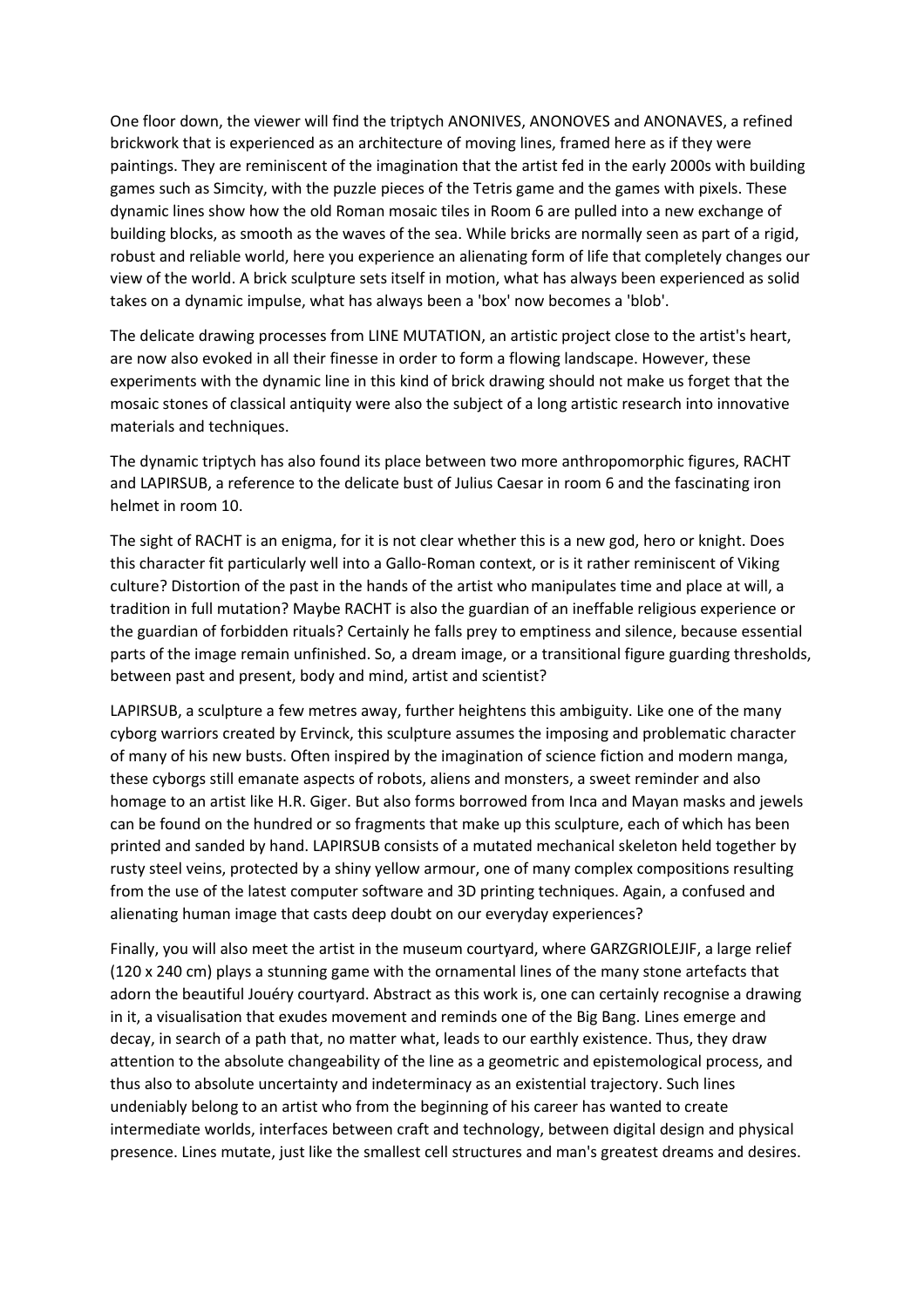One floor down, the viewer will find the triptych ANONIVES, ANONOVES and ANONAVES, a refined brickwork that is experienced as an architecture of moving lines, framed here as if they were paintings. They are reminiscent of the imagination that the artist fed in the early 2000s with building games such as Simcity, with the puzzle pieces of the Tetris game and the games with pixels. These dynamic lines show how the old Roman mosaic tiles in Room 6 are pulled into a new exchange of building blocks, as smooth as the waves of the sea. While bricks are normally seen as part of a rigid, robust and reliable world, here you experience an alienating form of life that completely changes our view of the world. A brick sculpture sets itself in motion, what has always been experienced as solid takes on a dynamic impulse, what has always been a 'box' now becomes a 'blob'.

The delicate drawing processes from LINE MUTATION, an artistic project close to the artist's heart, are now also evoked in all their finesse in order to form a flowing landscape. However, these experiments with the dynamic line in this kind of brick drawing should not make us forget that the mosaic stones of classical antiquity were also the subject of a long artistic research into innovative materials and techniques.

The dynamic triptych has also found its place between two more anthropomorphic figures, RACHT and LAPIRSUB, a reference to the delicate bust of Julius Caesar in room 6 and the fascinating iron helmet in room 10.

The sight of RACHT is an enigma, for it is not clear whether this is a new god, hero or knight. Does this character fit particularly well into a Gallo-Roman context, or is it rather reminiscent of Viking culture? Distortion of the past in the hands of the artist who manipulates time and place at will, a tradition in full mutation? Maybe RACHT is also the guardian of an ineffable religious experience or the guardian of forbidden rituals? Certainly he falls prey to emptiness and silence, because essential parts of the image remain unfinished. So, a dream image, or a transitional figure guarding thresholds, between past and present, body and mind, artist and scientist?

LAPIRSUB, a sculpture a few metres away, further heightens this ambiguity. Like one of the many cyborg warriors created by Ervinck, this sculpture assumes the imposing and problematic character of many of his new busts. Often inspired by the imagination of science fiction and modern manga, these cyborgs still emanate aspects of robots, aliens and monsters, a sweet reminder and also homage to an artist like H.R. Giger. But also forms borrowed from Inca and Mayan masks and jewels can be found on the hundred or so fragments that make up this sculpture, each of which has been printed and sanded by hand. LAPIRSUB consists of a mutated mechanical skeleton held together by rusty steel veins, protected by a shiny yellow armour, one of many complex compositions resulting from the use of the latest computer software and 3D printing techniques. Again, a confused and alienating human image that casts deep doubt on our everyday experiences?

Finally, you will also meet the artist in the museum courtyard, where GARZGRIOLEJIF, a large relief (120 x 240 cm) plays a stunning game with the ornamental lines of the many stone artefacts that adorn the beautiful Jouéry courtyard. Abstract as this work is, one can certainly recognise a drawing in it, a visualisation that exudes movement and reminds one of the Big Bang. Lines emerge and decay, in search of a path that, no matter what, leads to our earthly existence. Thus, they draw attention to the absolute changeability of the line as a geometric and epistemological process, and thus also to absolute uncertainty and indeterminacy as an existential trajectory. Such lines undeniably belong to an artist who from the beginning of his career has wanted to create intermediate worlds, interfaces between craft and technology, between digital design and physical presence. Lines mutate, just like the smallest cell structures and man's greatest dreams and desires.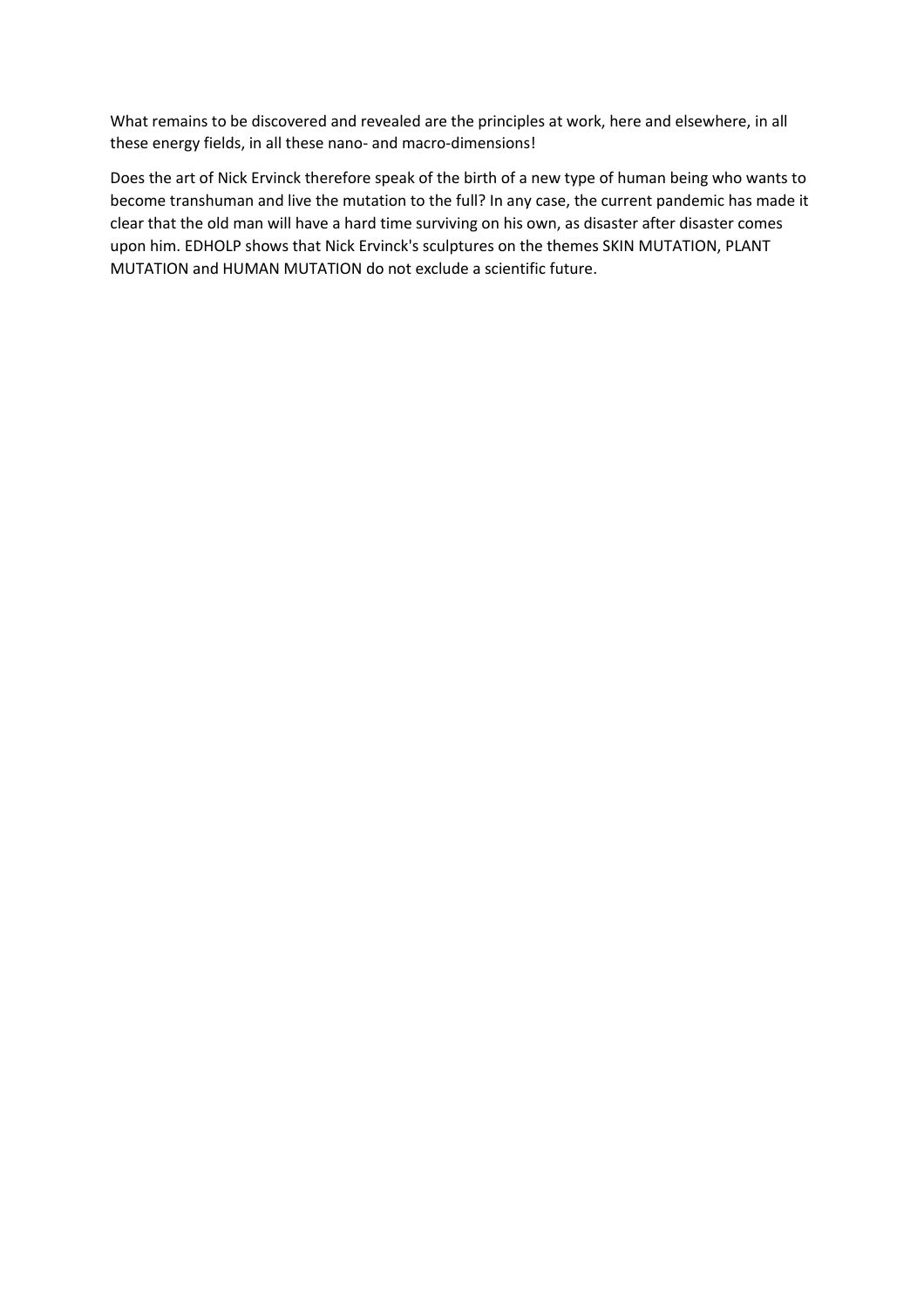What remains to be discovered and revealed are the principles at work, here and elsewhere, in all these energy fields, in all these nano- and macro-dimensions!

Does the art of Nick Ervinck therefore speak of the birth of a new type of human being who wants to become transhuman and live the mutation to the full? In any case, the current pandemic has made it clear that the old man will have a hard time surviving on his own, as disaster after disaster comes upon him. EDHOLP shows that Nick Ervinck's sculptures on the themes SKIN MUTATION, PLANT MUTATION and HUMAN MUTATION do not exclude a scientific future.